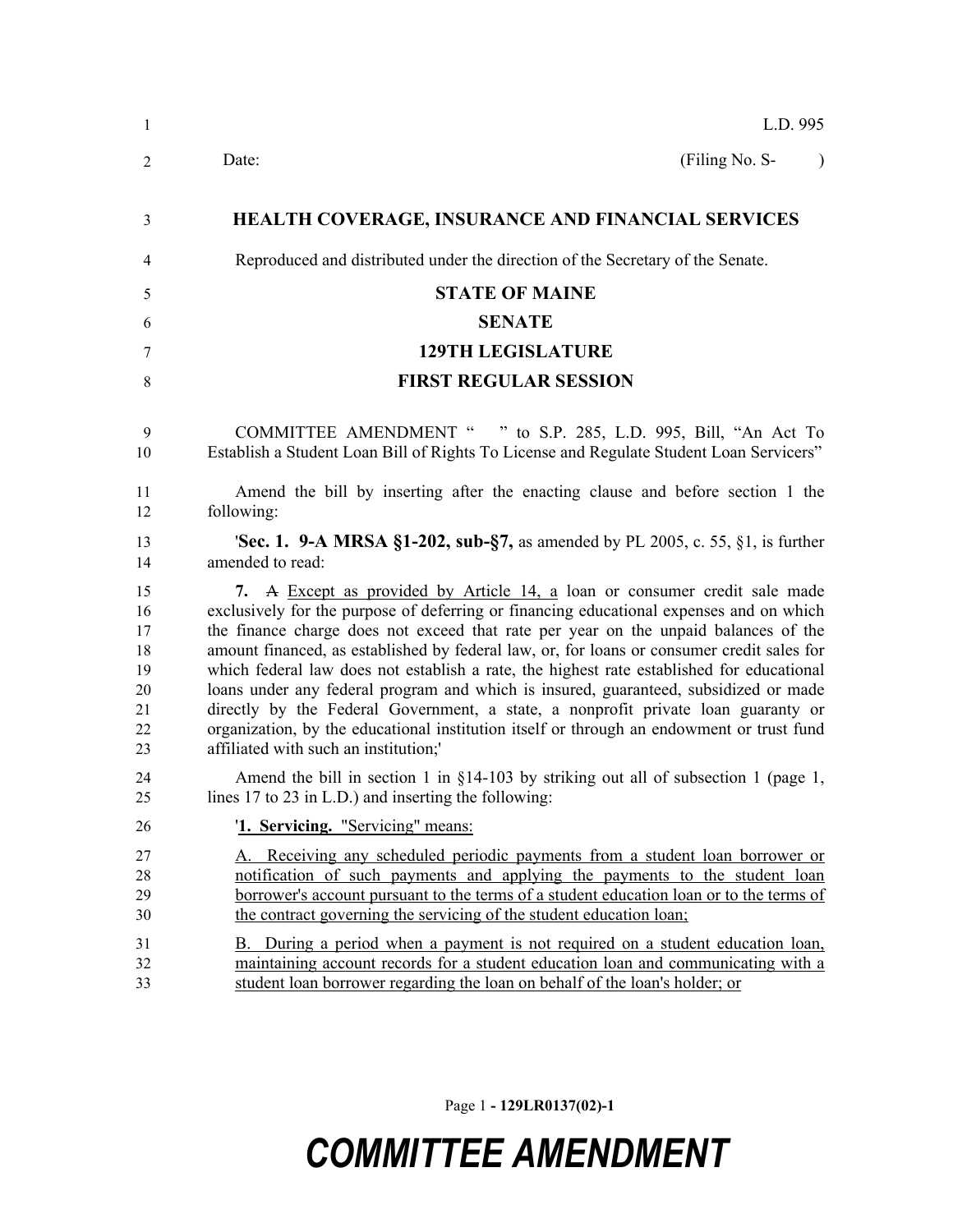L.D. 995

Date: (Filing No. S- )

**HEALTH COVERAGE, INSURANCE AND FINANCIAL SERVICES**

Reproduced and distributed under the direction of the Secretary of the Senate.

**STATE OF MAINE**

**SENATE**

**129TH LEGISLATURE**

**FIRST REGULAR SESSION**

COMMITTEE AMENDMENT " " to S.P. 285, L.D. 995, Bill, "An Act To Establish a Student Loan Bill of Rights To License and Regulate Student Loan Servicers"

Amend the bill by inserting after the enacting clause and before section 1 the following:

'**Sec. 1. 9-A MRSA §1-202, sub-§7,** as amended by PL 2005, c. 55, §1, is further amended to read:

**7.** ~~A~~ Except as provided by Article 14, a loan or consumer credit sale made exclusively for the purpose of deferring or financing educational expenses and on which the finance charge does not exceed that rate per year on the unpaid balances of the amount financed, as established by federal law, or, for loans or consumer credit sales for which federal law does not establish a rate, the highest rate established for educational loans under any federal program and which is insured, guaranteed, subsidized or made directly by the Federal Government, a state, a nonprofit private loan guaranty or organization, by the educational institution itself or through an endowment or trust fund affiliated with such an institution;'

Amend the bill in section 1 in §14-103 by striking out all of subsection 1 (page 1, lines 17 to 23 in L.D.) and inserting the following:

'**1. Servicing.** "Servicing" means:

A. Receiving any scheduled periodic payments from a student loan borrower or notification of such payments and applying the payments to the student loan borrower's account pursuant to the terms of a student education loan or to the terms of the contract governing the servicing of the student education loan;

B. During a period when a payment is not required on a student education loan, maintaining account records for a student education loan and communicating with a student loan borrower regarding the loan on behalf of the loan's holder; or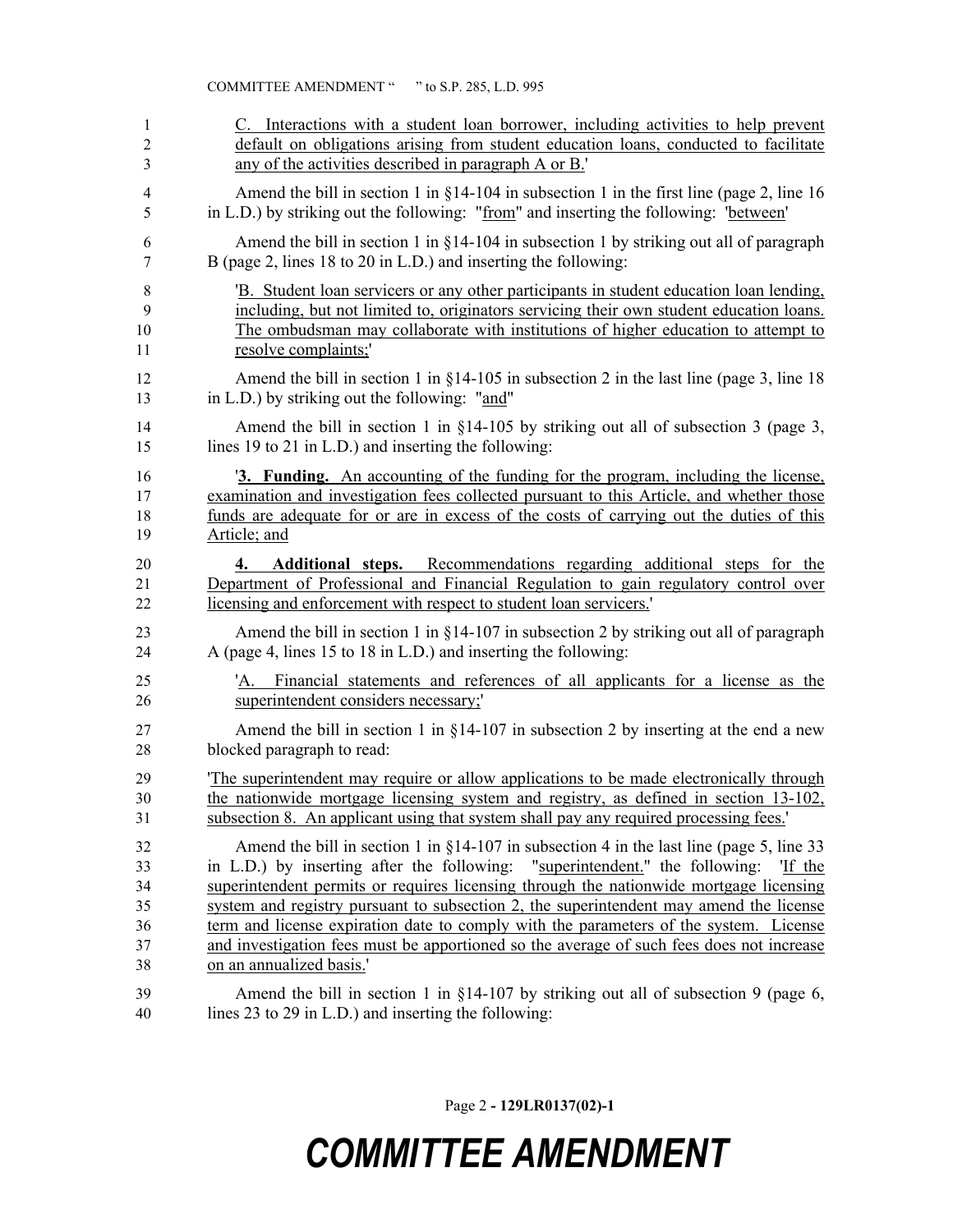C. Interactions with a student loan borrower, including activities to help prevent default on obligations arising from student education loans, conducted to facilitate any of the activities described in paragraph A or B.'

Amend the bill in section 1 in §14-104 in subsection 1 in the first line (page 2, line 16 in L.D.) by striking out the following: "from" and inserting the following: 'between'

Amend the bill in section 1 in §14-104 in subsection 1 by striking out all of paragraph B (page 2, lines 18 to 20 in L.D.) and inserting the following:

'B. Student loan servicers or any other participants in student education loan lending, including, but not limited to, originators servicing their own student education loans. The ombudsman may collaborate with institutions of higher education to attempt to resolve complaints;'

Amend the bill in section 1 in §14-105 in subsection 2 in the last line (page 3, line 18 in L.D.) by striking out the following: "and"

Amend the bill in section 1 in §14-105 by striking out all of subsection 3 (page 3, lines 19 to 21 in L.D.) and inserting the following:

'**3. Funding.** An accounting of the funding for the program, including the license, examination and investigation fees collected pursuant to this Article, and whether those funds are adequate for or are in excess of the costs of carrying out the duties of this Article; and

**4. Additional steps.** Recommendations regarding additional steps for the Department of Professional and Financial Regulation to gain regulatory control over licensing and enforcement with respect to student loan servicers.'

Amend the bill in section 1 in §14-107 in subsection 2 by striking out all of paragraph A (page 4, lines 15 to 18 in L.D.) and inserting the following:

'A. Financial statements and references of all applicants for a license as the superintendent considers necessary;'

Amend the bill in section 1 in §14-107 in subsection 2 by inserting at the end a new blocked paragraph to read:

'The superintendent may require or allow applications to be made electronically through the nationwide mortgage licensing system and registry, as defined in section 13-102, subsection 8. An applicant using that system shall pay any required processing fees.'

Amend the bill in section 1 in §14-107 in subsection 4 in the last line (page 5, line 33 in L.D.) by inserting after the following: "superintendent." the following: 'If the superintendent permits or requires licensing through the nationwide mortgage licensing system and registry pursuant to subsection 2, the superintendent may amend the license term and license expiration date to comply with the parameters of the system. License and investigation fees must be apportioned so the average of such fees does not increase on an annualized basis.'

Amend the bill in section 1 in §14-107 by striking out all of subsection 9 (page 6, lines 23 to 29 in L.D.) and inserting the following: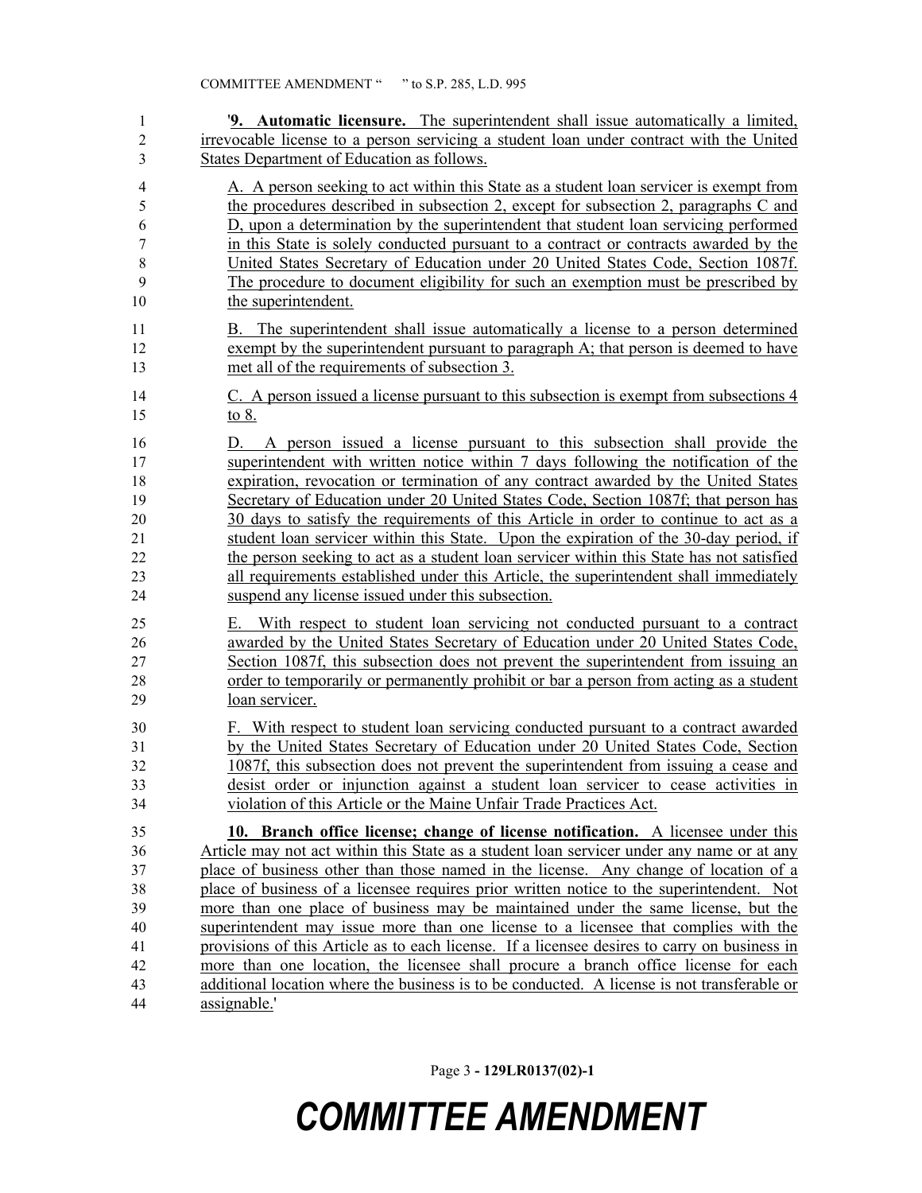'**9. Automatic licensure.** The superintendent shall issue automatically a limited, irrevocable license to a person servicing a student loan under contract with the United States Department of Education as follows.

A. A person seeking to act within this State as a student loan servicer is exempt from the procedures described in subsection 2, except for subsection 2, paragraphs C and D, upon a determination by the superintendent that student loan servicing performed in this State is solely conducted pursuant to a contract or contracts awarded by the United States Secretary of Education under 20 United States Code, Section 1087f. The procedure to document eligibility for such an exemption must be prescribed by the superintendent.

B. The superintendent shall issue automatically a license to a person determined exempt by the superintendent pursuant to paragraph A; that person is deemed to have met all of the requirements of subsection 3.

C. A person issued a license pursuant to this subsection is exempt from subsections 4 to 8.

D. A person issued a license pursuant to this subsection shall provide the superintendent with written notice within 7 days following the notification of the expiration, revocation or termination of any contract awarded by the United States Secretary of Education under 20 United States Code, Section 1087f; that person has 30 days to satisfy the requirements of this Article in order to continue to act as a student loan servicer within this State. Upon the expiration of the 30-day period, if the person seeking to act as a student loan servicer within this State has not satisfied all requirements established under this Article, the superintendent shall immediately suspend any license issued under this subsection.

E. With respect to student loan servicing not conducted pursuant to a contract awarded by the United States Secretary of Education under 20 United States Code, Section 1087f, this subsection does not prevent the superintendent from issuing an order to temporarily or permanently prohibit or bar a person from acting as a student loan servicer.

F. With respect to student loan servicing conducted pursuant to a contract awarded by the United States Secretary of Education under 20 United States Code, Section 1087f, this subsection does not prevent the superintendent from issuing a cease and desist order or injunction against a student loan servicer to cease activities in violation of this Article or the Maine Unfair Trade Practices Act.

**10. Branch office license; change of license notification.** A licensee under this Article may not act within this State as a student loan servicer under any name or at any place of business other than those named in the license. Any change of location of a place of business of a licensee requires prior written notice to the superintendent. Not more than one place of business may be maintained under the same license, but the superintendent may issue more than one license to a licensee that complies with the provisions of this Article as to each license. If a licensee desires to carry on business in more than one location, the licensee shall procure a branch office license for each additional location where the business is to be conducted. A license is not transferable or assignable.'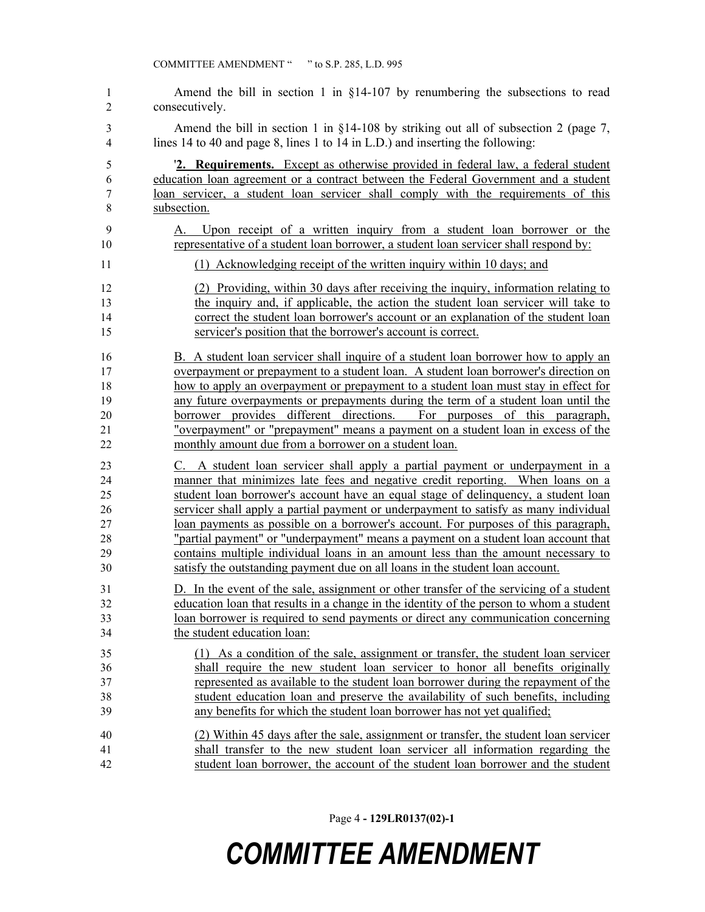Amend the bill in section 1 in §14-107 by renumbering the subsections to read consecutively.

Amend the bill in section 1 in §14-108 by striking out all of subsection 2 (page 7, lines 14 to 40 and page 8, lines 1 to 14 in L.D.) and inserting the following:

'**2. Requirements.** Except as otherwise provided in federal law, a federal student education loan agreement or a contract between the Federal Government and a student loan servicer, a student loan servicer shall comply with the requirements of this subsection.

A. Upon receipt of a written inquiry from a student loan borrower or the representative of a student loan borrower, a student loan servicer shall respond by:

(1) Acknowledging receipt of the written inquiry within 10 days; and

(2) Providing, within 30 days after receiving the inquiry, information relating to the inquiry and, if applicable, the action the student loan servicer will take to correct the student loan borrower's account or an explanation of the student loan servicer's position that the borrower's account is correct.

B. A student loan servicer shall inquire of a student loan borrower how to apply an overpayment or prepayment to a student loan. A student loan borrower's direction on how to apply an overpayment or prepayment to a student loan must stay in effect for any future overpayments or prepayments during the term of a student loan until the borrower provides different directions. For purposes of this paragraph, "overpayment" or "prepayment" means a payment on a student loan in excess of the monthly amount due from a borrower on a student loan.

C. A student loan servicer shall apply a partial payment or underpayment in a manner that minimizes late fees and negative credit reporting. When loans on a student loan borrower's account have an equal stage of delinquency, a student loan servicer shall apply a partial payment or underpayment to satisfy as many individual loan payments as possible on a borrower's account. For purposes of this paragraph, "partial payment" or "underpayment" means a payment on a student loan account that contains multiple individual loans in an amount less than the amount necessary to satisfy the outstanding payment due on all loans in the student loan account.

D. In the event of the sale, assignment or other transfer of the servicing of a student education loan that results in a change in the identity of the person to whom a student loan borrower is required to send payments or direct any communication concerning the student education loan:

(1) As a condition of the sale, assignment or transfer, the student loan servicer shall require the new student loan servicer to honor all benefits originally represented as available to the student loan borrower during the repayment of the student education loan and preserve the availability of such benefits, including any benefits for which the student loan borrower has not yet qualified;

(2) Within 45 days after the sale, assignment or transfer, the student loan servicer shall transfer to the new student loan servicer all information regarding the student loan borrower, the account of the student loan borrower and the student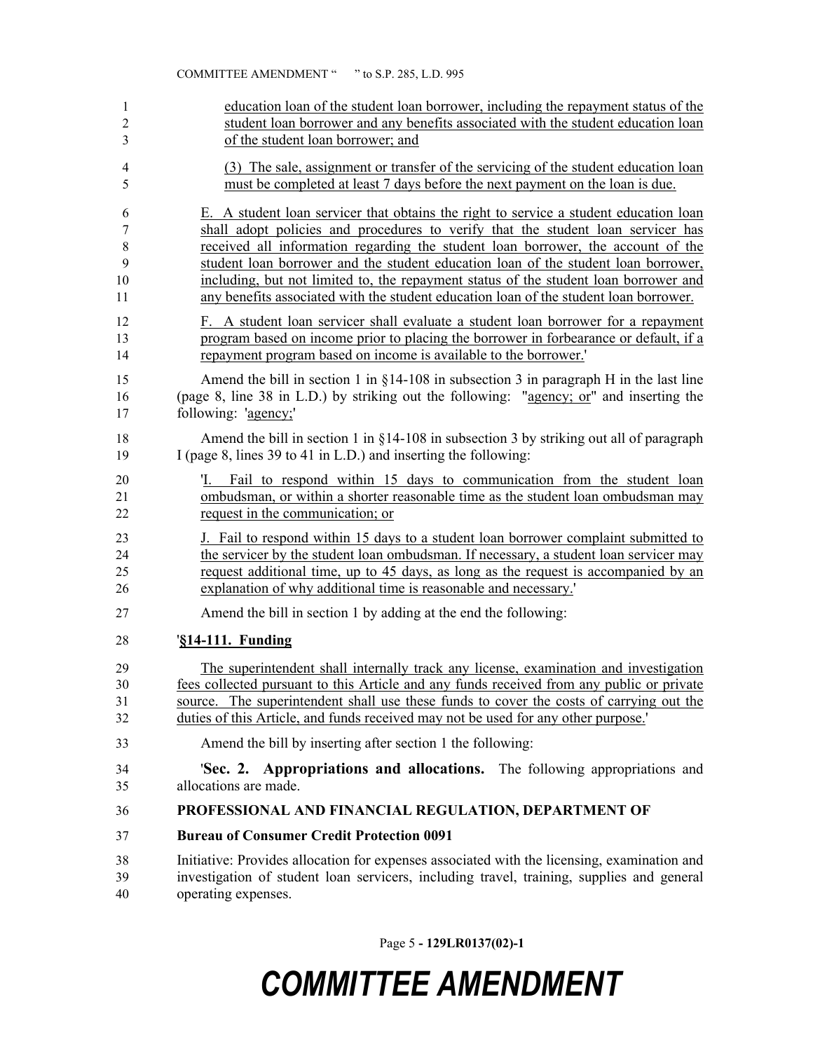education loan of the student loan borrower, including the repayment status of the student loan borrower and any benefits associated with the student education loan of the student loan borrower; and

(3) The sale, assignment or transfer of the servicing of the student education loan must be completed at least 7 days before the next payment on the loan is due.

E. A student loan servicer that obtains the right to service a student education loan shall adopt policies and procedures to verify that the student loan servicer has received all information regarding the student loan borrower, the account of the student loan borrower and the student education loan of the student loan borrower, including, but not limited to, the repayment status of the student loan borrower and any benefits associated with the student education loan of the student loan borrower.

F. A student loan servicer shall evaluate a student loan borrower for a repayment program based on income prior to placing the borrower in forbearance or default, if a repayment program based on income is available to the borrower.'

Amend the bill in section 1 in §14-108 in subsection 3 in paragraph H in the last line (page 8, line 38 in L.D.) by striking out the following: "agency; or" and inserting the following: 'agency;'

Amend the bill in section 1 in §14-108 in subsection 3 by striking out all of paragraph I (page 8, lines 39 to 41 in L.D.) and inserting the following:

'I. Fail to respond within 15 days to communication from the student loan ombudsman, or within a shorter reasonable time as the student loan ombudsman may request in the communication; or

J. Fail to respond within 15 days to a student loan borrower complaint submitted to the servicer by the student loan ombudsman. If necessary, a student loan servicer may request additional time, up to 45 days, as long as the request is accompanied by an explanation of why additional time is reasonable and necessary.'

Amend the bill in section 1 by adding at the end the following:

'**§14-111. Funding**

The superintendent shall internally track any license, examination and investigation fees collected pursuant to this Article and any funds received from any public or private source. The superintendent shall use these funds to cover the costs of carrying out the duties of this Article, and funds received may not be used for any other purpose.'

Amend the bill by inserting after section 1 the following:

'**Sec. 2. Appropriations and allocations.** The following appropriations and allocations are made.

**PROFESSIONAL AND FINANCIAL REGULATION, DEPARTMENT OF**

**Bureau of Consumer Credit Protection 0091**

Initiative: Provides allocation for expenses associated with the licensing, examination and investigation of student loan servicers, including travel, training, supplies and general operating expenses.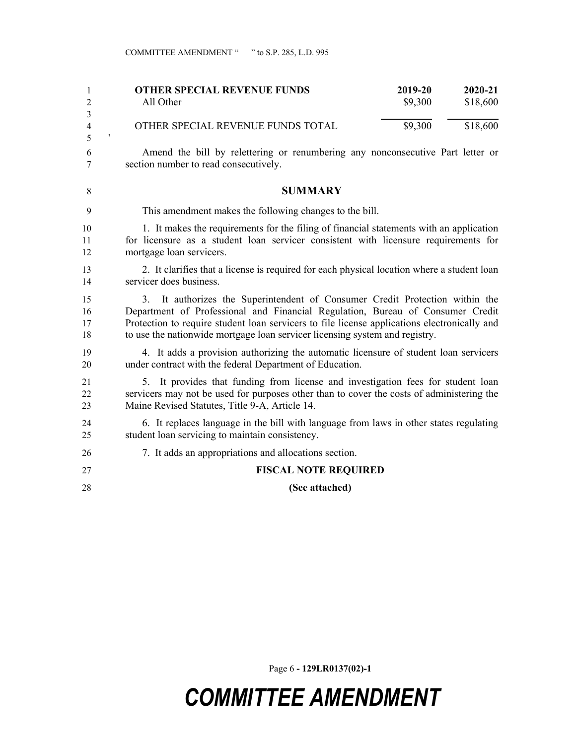| OTHER SPECIAL REVENUE FUNDS | 2019-20 | 2020-21 |
| --- | --- | --- |
| All Other | $9,300 | $18,600 |
| OTHER SPECIAL REVENUE FUNDS TOTAL | $9,300 | $18,600 |

'

Amend the bill by relettering or renumbering any nonconsecutive Part letter or section number to read consecutively.

## SUMMARY

This amendment makes the following changes to the bill.

1. It makes the requirements for the filing of financial statements with an application for licensure as a student loan servicer consistent with licensure requirements for mortgage loan servicers.

2. It clarifies that a license is required for each physical location where a student loan servicer does business.

3. It authorizes the Superintendent of Consumer Credit Protection within the Department of Professional and Financial Regulation, Bureau of Consumer Credit Protection to require student loan servicers to file license applications electronically and to use the nationwide mortgage loan servicer licensing system and registry.

4. It adds a provision authorizing the automatic licensure of student loan servicers under contract with the federal Department of Education.

5. It provides that funding from license and investigation fees for student loan servicers may not be used for purposes other than to cover the costs of administering the Maine Revised Statutes, Title 9-A, Article 14.

6. It replaces language in the bill with language from laws in other states regulating student loan servicing to maintain consistency.

7. It adds an appropriations and allocations section.

**FISCAL NOTE REQUIRED**

**(See attached)**